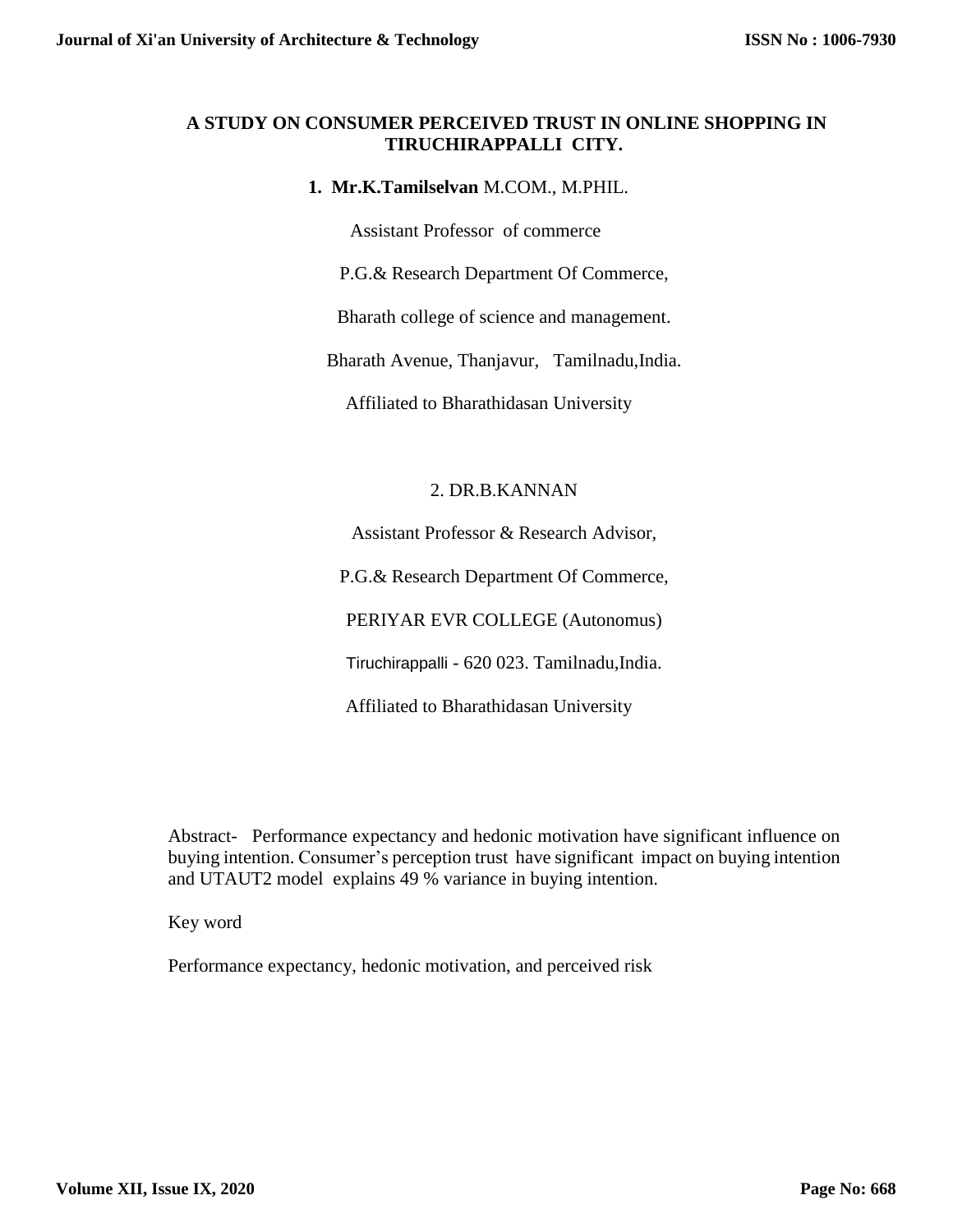# A STUDY ON CONSUMER PERCEIVED TRUST IN ONLINE SHOPPING IN TIRUCHIRAPPALLI CITY.

1. **Mr.K.Tamilselvan** M.COM., M.PHIL.

Assistant Professor of commerce

P.G.& Research Department Of Commerce,

Bharath college of science and management.

Bharath Avenue, Thanjavur, Tamilnadu,India.

Affiliated to Bharathidasan University

2. DR.B.KANNAN

Assistant Professor & Research Advisor,

P.G.& Research Department Of Commerce,

PERIYAR EVR COLLEGE (Autonomus)

Tiruchirappalli - 620 023. Tamilnadu,India.

Affiliated to Bharathidasan University

Abstract- Performance expectancy and hedonic motivation have significant influence on buying intention. Consumer's perception trust have significant impact on buying intention and UTAUT2 model explains 49 % variance in buying intention.

Key word

Performance expectancy, hedonic motivation, and perceived risk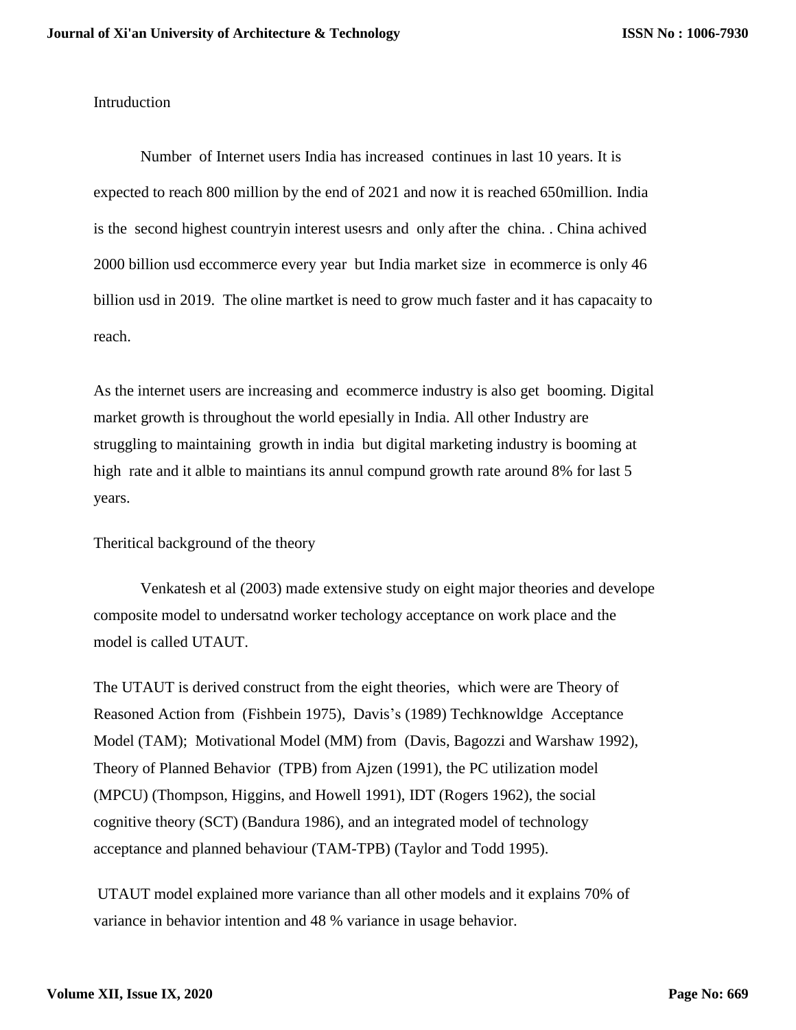## Intruduction

Number of Internet users India has increased continues in last 10 years. It is expected to reach 800 million by the end of 2021 and now it is reached 650million. India is the second highest countryin interest usesrs and only after the china. . China achived 2000 billion usd eccommerce every year but India market size in ecommerce is only 46 billion usd in 2019. The oline martket is need to grow much faster and it has capacaity to reach.

As the internet users are increasing and ecommerce industry is also get booming. Digital market growth is throughout the world epesially in India. All other Industry are struggling to maintaining growth in india but digital marketing industry is booming at high rate and it alble to maintians its annul compund growth rate around 8% for last 5 years.

## Theritical background of the theory

Venkatesh et al (2003) made extensive study on eight major theories and develope composite model to undersatnd worker techology acceptance on work place and the model is called UTAUT.

The UTAUT is derived construct from the eight theories, which were are Theory of Reasoned Action from (Fishbein 1975), Davis's (1989) Techknowldge Acceptance Model (TAM); Motivational Model (MM) from (Davis, Bagozzi and Warshaw 1992), Theory of Planned Behavior (TPB) from Ajzen (1991), the PC utilization model (MPCU) (Thompson, Higgins, and Howell 1991), IDT (Rogers 1962), the social cognitive theory (SCT) (Bandura 1986), and an integrated model of technology acceptance and planned behaviour (TAM-TPB) (Taylor and Todd 1995).

UTAUT model explained more variance than all other models and it explains 70% of variance in behavior intention and 48 % variance in usage behavior.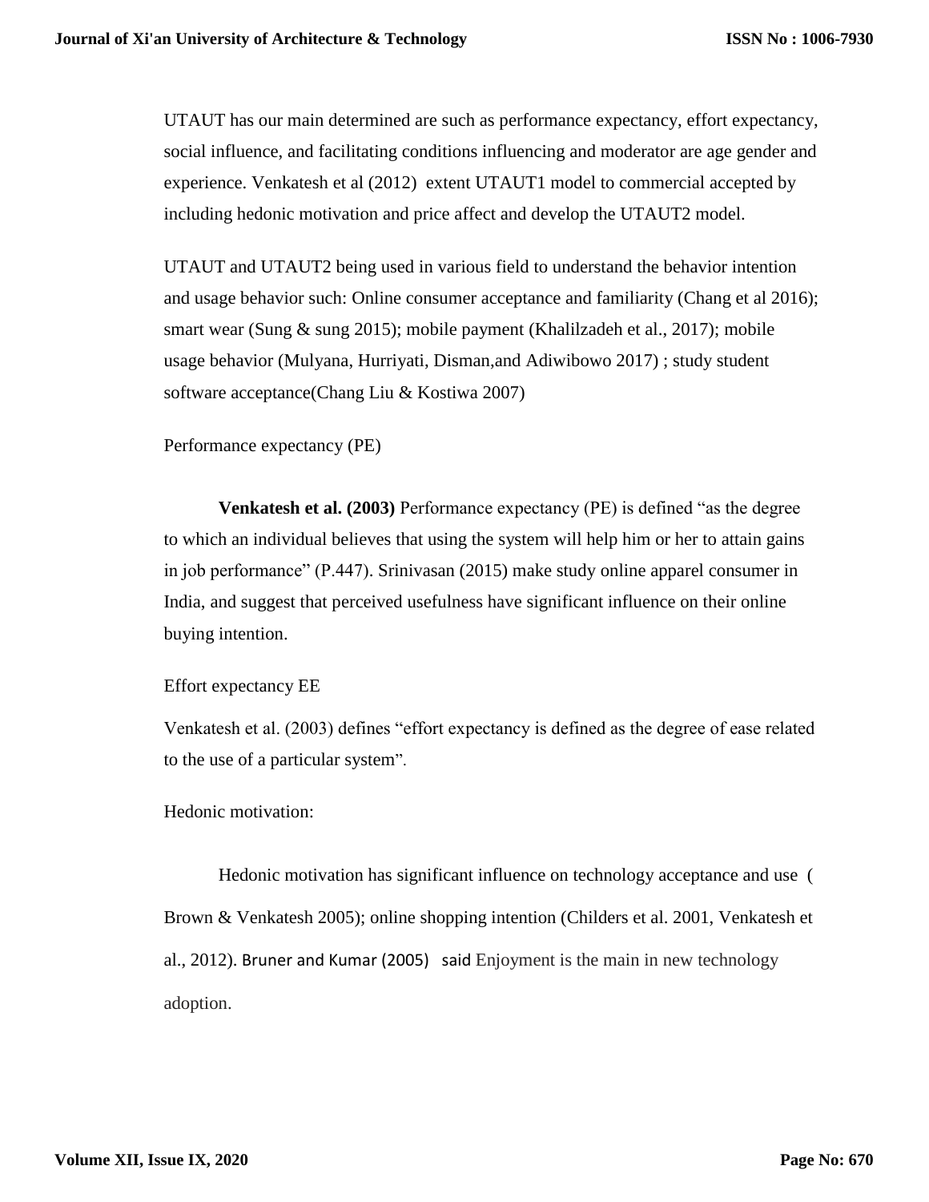UTAUT has our main determined are such as performance expectancy, effort expectancy, social influence, and facilitating conditions influencing and moderator are age gender and experience. Venkatesh et al (2012) extent UTAUT1 model to commercial accepted by including hedonic motivation and price affect and develop the UTAUT2 model.

UTAUT and UTAUT2 being used in various field to understand the behavior intention and usage behavior such: Online consumer acceptance and familiarity (Chang et al 2016); smart wear (Sung & sung 2015); mobile payment (Khalilzadeh et al., 2017); mobile usage behavior (Mulyana, Hurriyati, Disman,and Adiwibowo 2017) ; study student software acceptance(Chang Liu & Kostiwa 2007)

Performance expectancy (PE)

**Venkatesh et al. (2003)** Performance expectancy (PE) is defined "as the degree to which an individual believes that using the system will help him or her to attain gains in job performance" (P.447). Srinivasan (2015) make study online apparel consumer in India, and suggest that perceived usefulness have significant influence on their online buying intention.

Effort expectancy EE

Venkatesh et al. (2003) defines "effort expectancy is defined as the degree of ease related to the use of a particular system".

Hedonic motivation:

Hedonic motivation has significant influence on technology acceptance and use ( Brown & Venkatesh 2005); online shopping intention (Childers et al. 2001, Venkatesh et al., 2012). Bruner and Kumar (2005) said Enjoyment is the main in new technology adoption.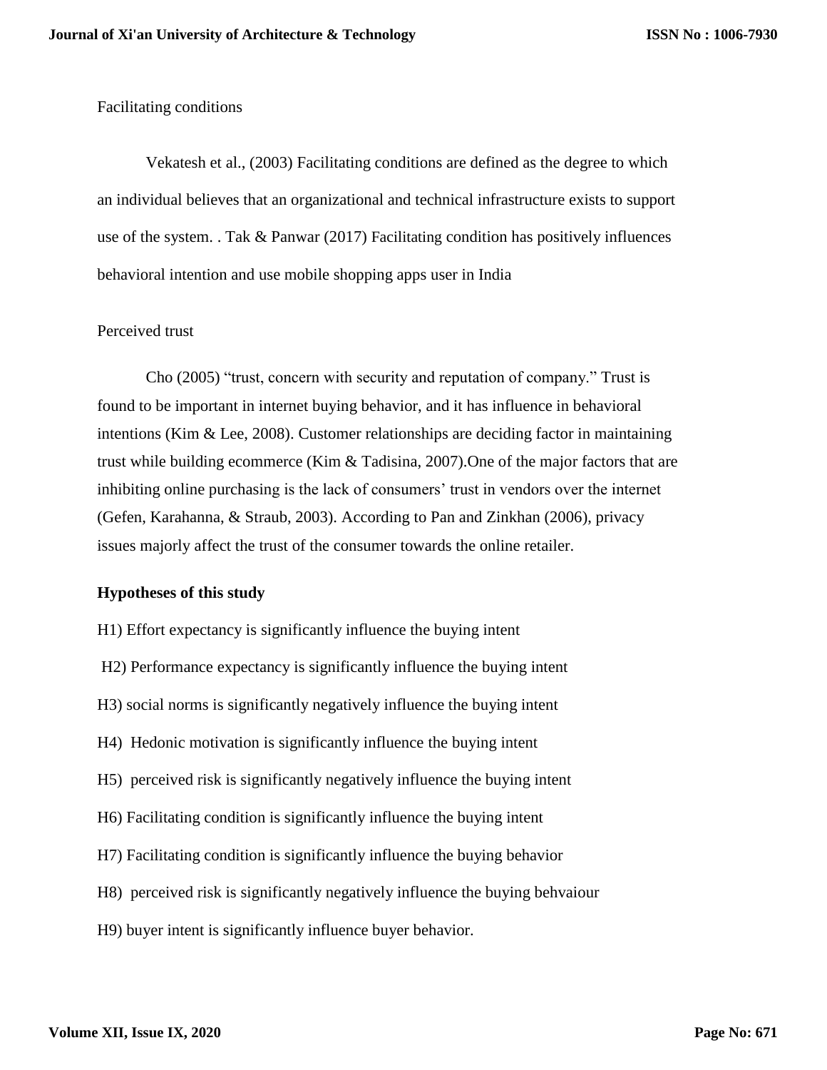Facilitating conditions

Vekatesh et al., (2003) Facilitating conditions are defined as the degree to which an individual believes that an organizational and technical infrastructure exists to support use of the system. . Tak & Panwar (2017) Facilitating condition has positively influences behavioral intention and use mobile shopping apps user in India

Perceived trust

Cho (2005) “trust, concern with security and reputation of company.” Trust is found to be important in internet buying behavior, and it has influence in behavioral intentions (Kim & Lee, 2008). Customer relationships are deciding factor in maintaining trust while building ecommerce (Kim & Tadisina, 2007).One of the major factors that are inhibiting online purchasing is the lack of consumers’ trust in vendors over the internet (Gefen, Karahanna, & Straub, 2003). According to Pan and Zinkhan (2006), privacy issues majorly affect the trust of the consumer towards the online retailer.

**Hypotheses of this study**

H1) Effort expectancy is significantly influence the buying intent

H2) Performance expectancy is significantly influence the buying intent

H3) social norms is significantly negatively influence the buying intent

H4) Hedonic motivation is significantly influence the buying intent

H5) perceived risk is significantly negatively influence the buying intent

H6) Facilitating condition is significantly influence the buying intent

H7) Facilitating condition is significantly influence the buying behavior

H8) perceived risk is significantly negatively influence the buying behvaiour

H9) buyer intent is significantly influence buyer behavior.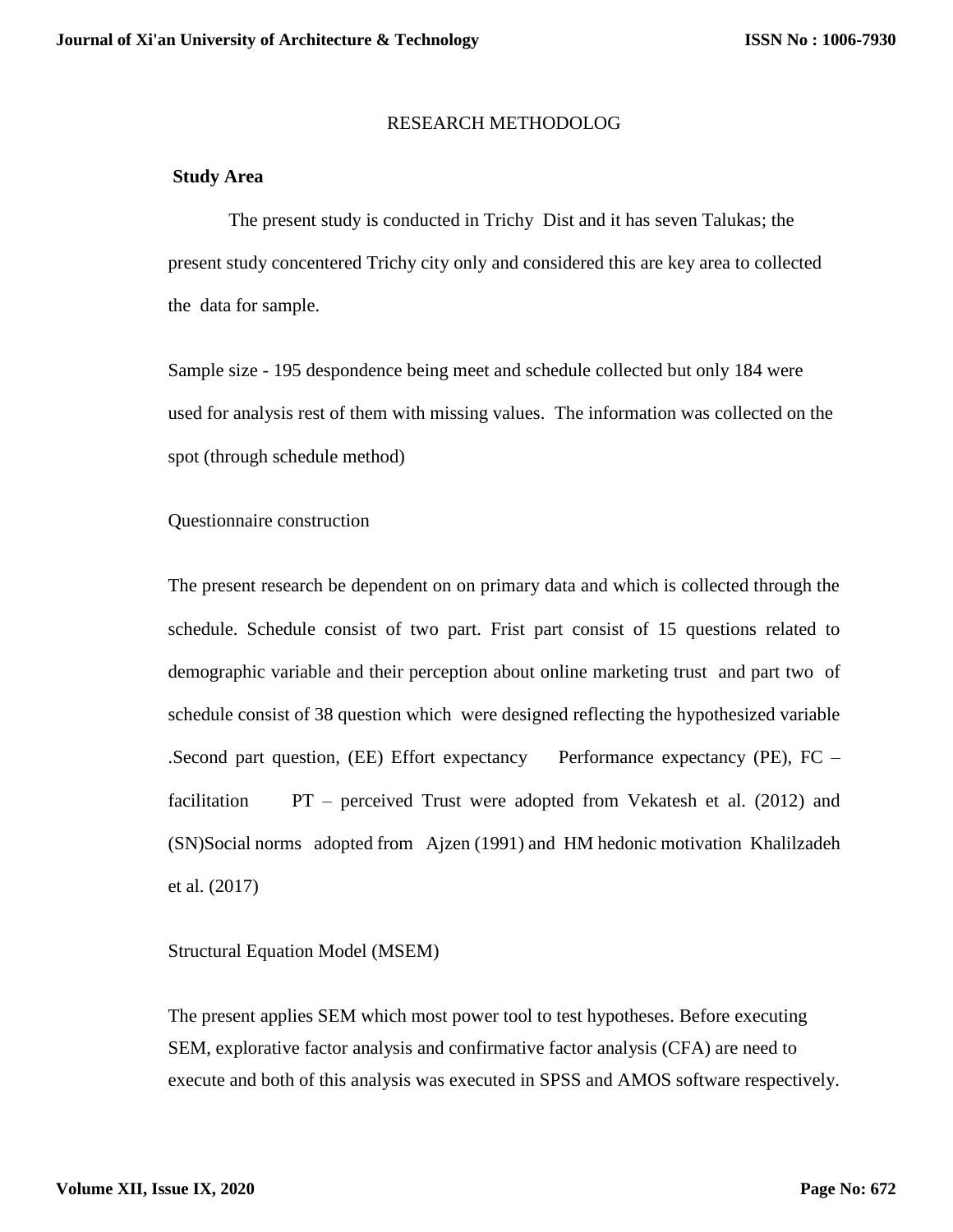# RESEARCH METHODOLOG

**Study Area**

The present study is conducted in Trichy Dist and it has seven Talukas; the present study concentered Trichy city only and considered this are key area to collected the data for sample.

Sample size - 195 despondence being meet and schedule collected but only 184 were used for analysis rest of them with missing values. The information was collected on the spot (through schedule method)

Questionnaire construction

The present research be dependent on on primary data and which is collected through the schedule. Schedule consist of two part. Frist part consist of 15 questions related to demographic variable and their perception about online marketing trust and part two of schedule consist of 38 question which were designed reflecting the hypothesized variable .Second part question, (EE) Effort expectancy Performance expectancy (PE), FC – facilitation PT – perceived Trust were adopted from Vekatesh et al. (2012) and (SN)Social norms adopted from Ajzen (1991) and HM hedonic motivation Khalilzadeh et al. (2017)

Structural Equation Model (MSEM)

The present applies SEM which most power tool to test hypotheses. Before executing SEM, explorative factor analysis and confirmative factor analysis (CFA) are need to execute and both of this analysis was executed in SPSS and AMOS software respectively.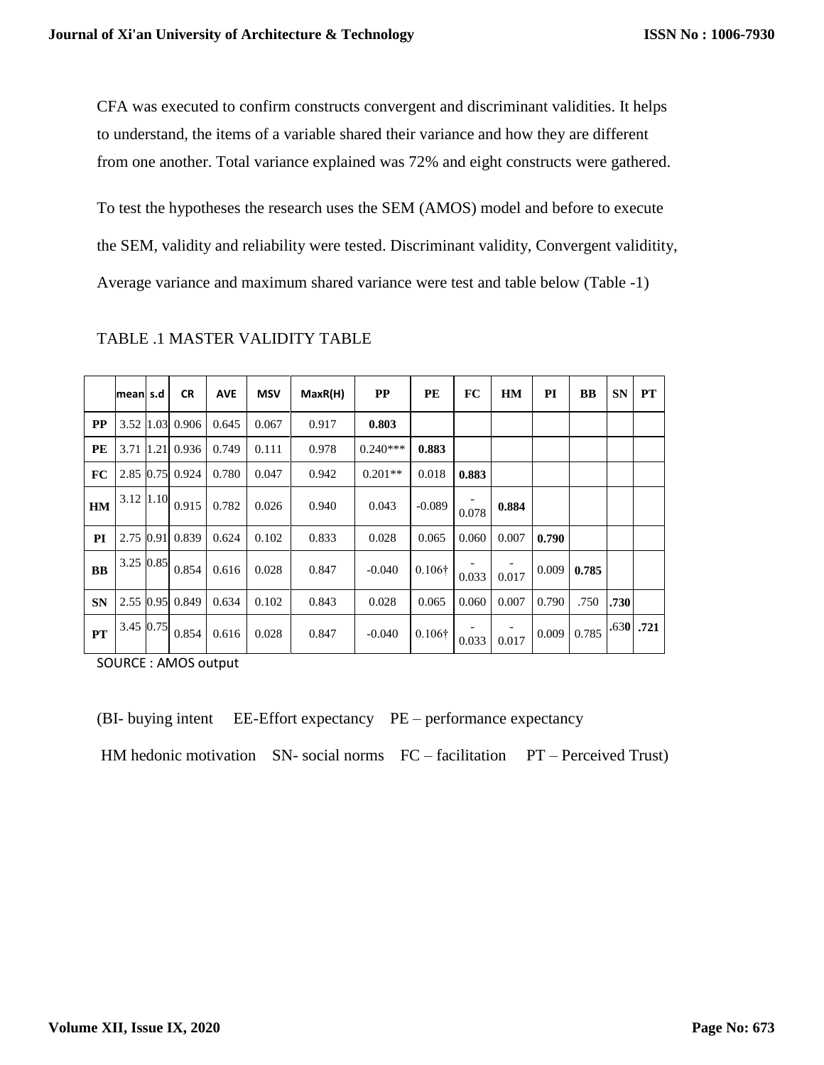CFA was executed to confirm constructs convergent and discriminant validities. It helps to understand, the items of a variable shared their variance and how they are different from one another. Total variance explained was 72% and eight constructs were gathered.

To test the hypotheses the research uses the SEM (AMOS) model and before to execute the SEM, validity and reliability were tested. Discriminant validity, Convergent validitity, Average variance and maximum shared variance were test and table below (Table -1)

TABLE .1 MASTER VALIDITY TABLE

| | mean | s.d | CR | AVE | MSV | MaxR(H) | PP | PE | FC | HM | PI | BB | SN | PT |
|---|---|---|---|---|---|---|---|---|---|---|---|---|---|---|
| **PP** | 3.52 | 1.03 | 0.906 | 0.645 | 0.067 | 0.917 | **0.803** | | | | | | | |
| **PE** | 3.71 | 1.21 | 0.936 | 0.749 | 0.111 | 0.978 | 0.240*** | **0.883** | | | | | | |
| **FC** | 2.85 | 0.75 | 0.924 | 0.780 | 0.047 | 0.942 | 0.201** | 0.018 | **0.883** | | | | | |
| **HM** | 3.12 | 1.10 | 0.915 | 0.782 | 0.026 | 0.940 | 0.043 | -0.089 | -0.078 | **0.884** | | | | |
| **PI** | 2.75 | 0.91 | 0.839 | 0.624 | 0.102 | 0.833 | 0.028 | 0.065 | 0.060 | 0.007 | **0.790** | | | |
| **BB** | 3.25 | 0.85 | 0.854 | 0.616 | 0.028 | 0.847 | -0.040 | 0.106† | -0.033 | -0.017 | 0.009 | **0.785** | | |
| **SN** | 2.55 | 0.95 | 0.849 | 0.634 | 0.102 | 0.843 | 0.028 | 0.065 | 0.060 | 0.007 | 0.790 | .750 | **.730** | |
| **PT** | 3.45 | 0.75 | 0.854 | 0.616 | 0.028 | 0.847 | -0.040 | 0.106† | -0.033 | -0.017 | 0.009 | 0.785 | .630 | **.721** |

SOURCE : AMOS output

(BI- buying intent EE-Effort expectancy PE – performance expectancy

HM hedonic motivation SN- social norms FC – facilitation PT – Perceived Trust)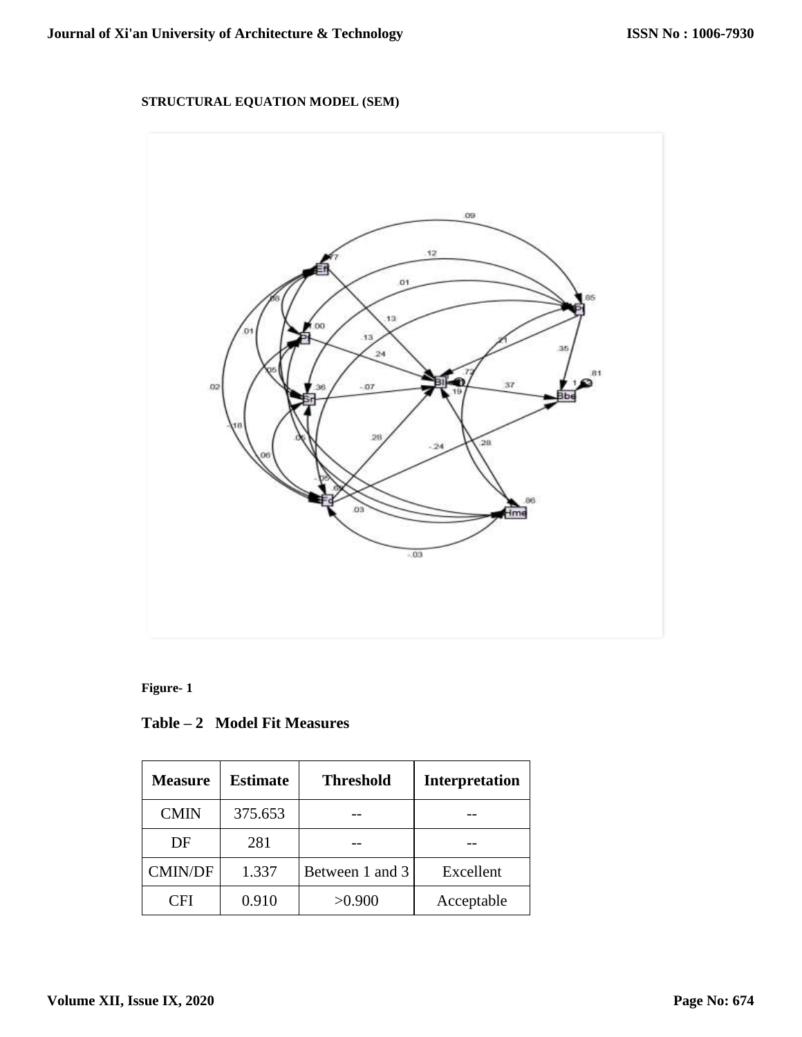**STRUCTURAL EQUATION MODEL (SEM)**

**Figure- 1**

**Table – 2 Model Fit Measures**

| Measure | Estimate | Threshold | Interpretation |
|---|---|---|---|
| CMIN | 375.653 | -- | -- |
| DF | 281 | -- | -- |
| CMIN/DF | 1.337 | Between 1 and 3 | Excellent |
| CFI | 0.910 | >0.900 | Acceptable |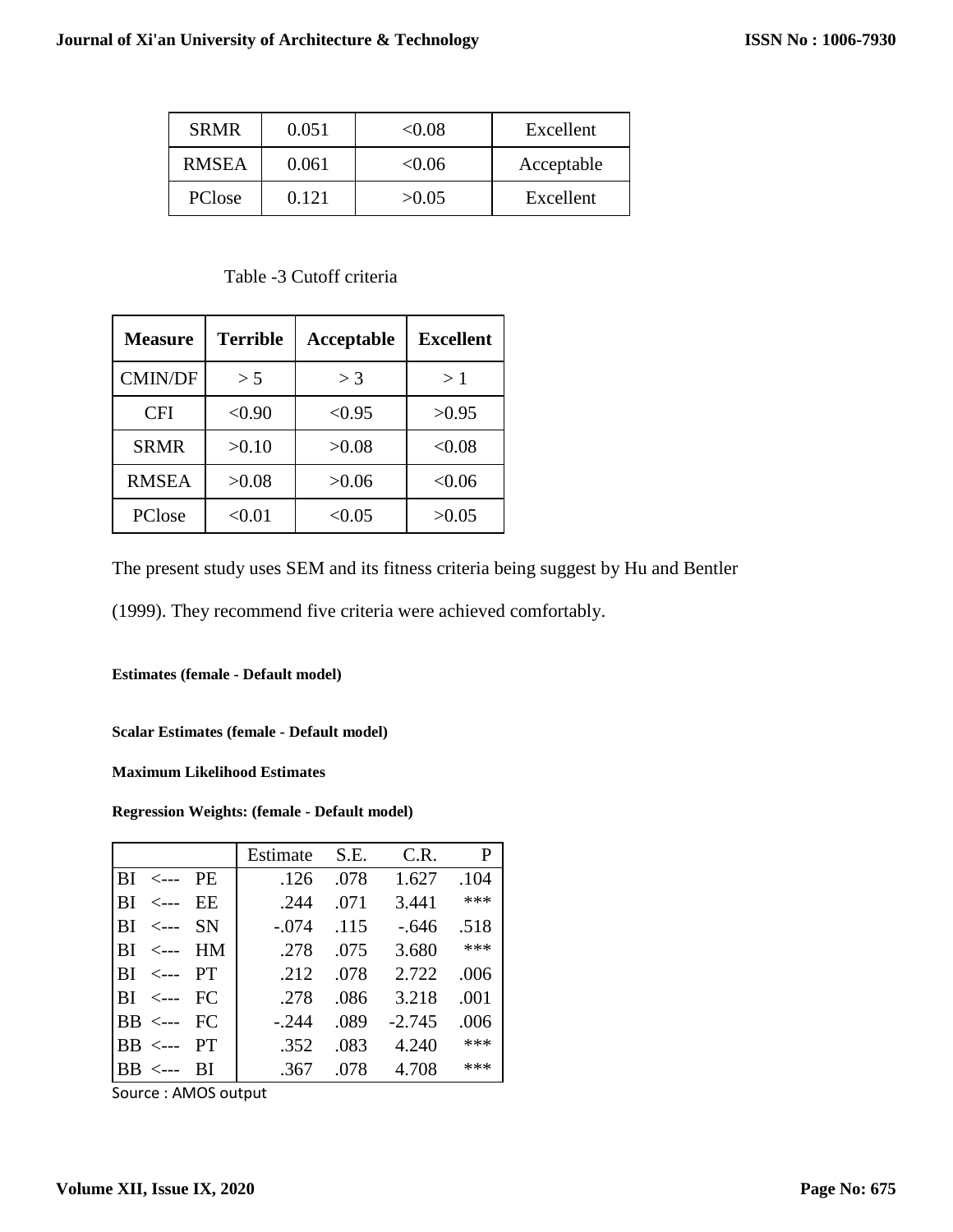| SRMR | 0.051 | <0.08 | Excellent |
|---|---|---|---|
| RMSEA | 0.061 | <0.06 | Acceptable |
| PClose | 0.121 | >0.05 | Excellent |

Table -3 Cutoff criteria

| Measure | Terrible | Acceptable | Excellent |
|---|---|---|---|
| CMIN/DF | > 5 | > 3 | > 1 |
| CFI | <0.90 | <0.95 | >0.95 |
| SRMR | >0.10 | >0.08 | <0.08 |
| RMSEA | >0.08 | >0.06 | <0.06 |
| PClose | <0.01 | <0.05 | >0.05 |

The present study uses SEM and its fitness criteria being suggest by Hu and Bentler (1999). They recommend five criteria were achieved comfortably.

**Estimates (female - Default model)**

**Scalar Estimates (female - Default model)**

**Maximum Likelihood Estimates**

**Regression Weights: (female - Default model)**

| | Estimate | S.E. | C.R. | P |
|---|---|---|---|---|
| BI <--- PE | .126 | .078 | 1.627 | .104 |
| BI <--- EE | .244 | .071 | 3.441 | *** |
| BI <--- SN | -.074 | .115 | -.646 | .518 |
| BI <--- HM | .278 | .075 | 3.680 | *** |
| BI <--- PT | .212 | .078 | 2.722 | .006 |
| BI <--- FC | .278 | .086 | 3.218 | .001 |
| BB <--- FC | -.244 | .089 | -2.745 | .006 |
| BB <--- PT | .352 | .083 | 4.240 | *** |
| BB <--- BI | .367 | .078 | 4.708 | *** |

Source : AMOS output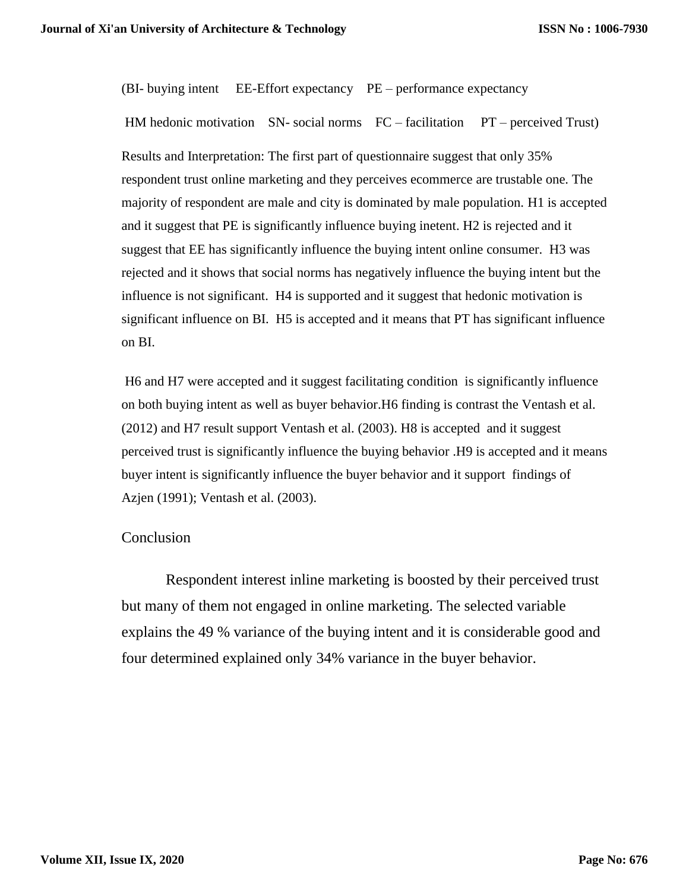(BI- buying intent EE-Effort expectancy PE – performance expectancy

HM hedonic motivation SN- social norms FC – facilitation PT – perceived Trust)

Results and Interpretation: The first part of questionnaire suggest that only 35% respondent trust online marketing and they perceives ecommerce are trustable one. The majority of respondent are male and city is dominated by male population. H1 is accepted and it suggest that PE is significantly influence buying inetent. H2 is rejected and it suggest that EE has significantly influence the buying intent online consumer. H3 was rejected and it shows that social norms has negatively influence the buying intent but the influence is not significant. H4 is supported and it suggest that hedonic motivation is significant influence on BI. H5 is accepted and it means that PT has significant influence on BI.

H6 and H7 were accepted and it suggest facilitating condition is significantly influence on both buying intent as well as buyer behavior.H6 finding is contrast the Ventash et al. (2012) and H7 result support Ventash et al. (2003). H8 is accepted and it suggest perceived trust is significantly influence the buying behavior .H9 is accepted and it means buyer intent is significantly influence the buyer behavior and it support findings of Azjen (1991); Ventash et al. (2003).

## Conclusion

Respondent interest inline marketing is boosted by their perceived trust but many of them not engaged in online marketing. The selected variable explains the 49 % variance of the buying intent and it is considerable good and four determined explained only 34% variance in the buyer behavior.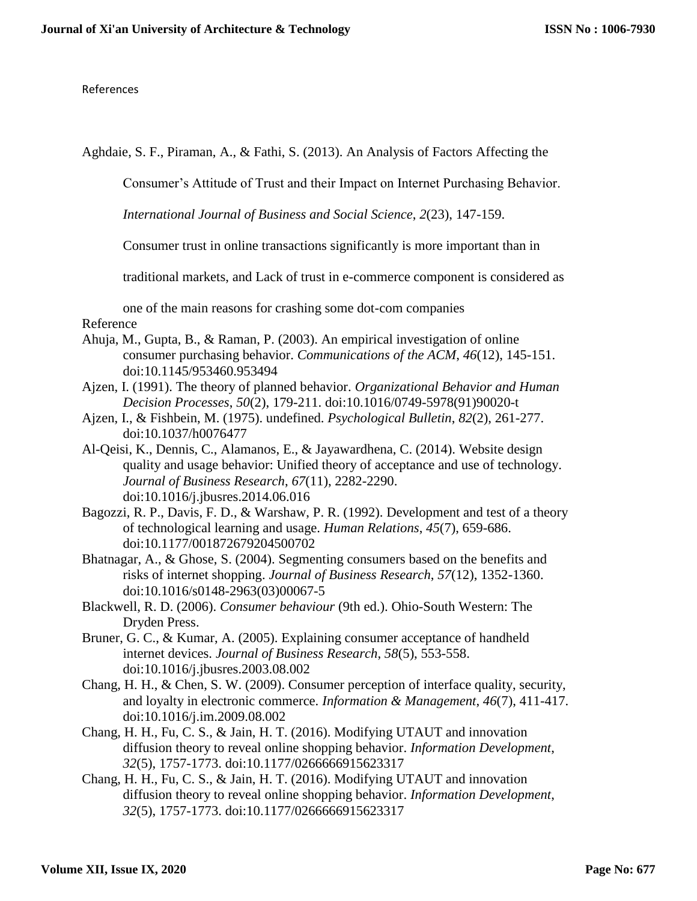References

Aghdaie, S. F., Piraman, A., & Fathi, S. (2013). An Analysis of Factors Affecting the Consumer's Attitude of Trust and their Impact on Internet Purchasing Behavior. *International Journal of Business and Social Science*, *2*(23), 147-159. Consumer trust in online transactions significantly is more important than in traditional markets, and Lack of trust in e-commerce component is considered as one of the main reasons for crashing some dot-com companies

Reference

Ahuja, M., Gupta, B., & Raman, P. (2003). An empirical investigation of online consumer purchasing behavior. *Communications of the ACM*, *46*(12), 145-151. doi:10.1145/953460.953494

Ajzen, I. (1991). The theory of planned behavior. *Organizational Behavior and Human Decision Processes*, *50*(2), 179-211. doi:10.1016/0749-5978(91)90020-t

Ajzen, I., & Fishbein, M. (1975). undefined. *Psychological Bulletin*, *82*(2), 261-277. doi:10.1037/h0076477

Al-Qeisi, K., Dennis, C., Alamanos, E., & Jayawardhena, C. (2014). Website design quality and usage behavior: Unified theory of acceptance and use of technology. *Journal of Business Research*, *67*(11), 2282-2290. doi:10.1016/j.jbusres.2014.06.016

Bagozzi, R. P., Davis, F. D., & Warshaw, P. R. (1992). Development and test of a theory of technological learning and usage. *Human Relations*, *45*(7), 659-686. doi:10.1177/001872679204500702

Bhatnagar, A., & Ghose, S. (2004). Segmenting consumers based on the benefits and risks of internet shopping. *Journal of Business Research*, *57*(12), 1352-1360. doi:10.1016/s0148-2963(03)00067-5

Blackwell, R. D. (2006). *Consumer behaviour* (9th ed.). Ohio-South Western: The Dryden Press.

Bruner, G. C., & Kumar, A. (2005). Explaining consumer acceptance of handheld internet devices. *Journal of Business Research*, *58*(5), 553-558. doi:10.1016/j.jbusres.2003.08.002

Chang, H. H., & Chen, S. W. (2009). Consumer perception of interface quality, security, and loyalty in electronic commerce. *Information & Management*, *46*(7), 411-417. doi:10.1016/j.im.2009.08.002

Chang, H. H., Fu, C. S., & Jain, H. T. (2016). Modifying UTAUT and innovation diffusion theory to reveal online shopping behavior. *Information Development*, *32*(5), 1757-1773. doi:10.1177/0266666915623317

Chang, H. H., Fu, C. S., & Jain, H. T. (2016). Modifying UTAUT and innovation diffusion theory to reveal online shopping behavior. *Information Development*, *32*(5), 1757-1773. doi:10.1177/0266666915623317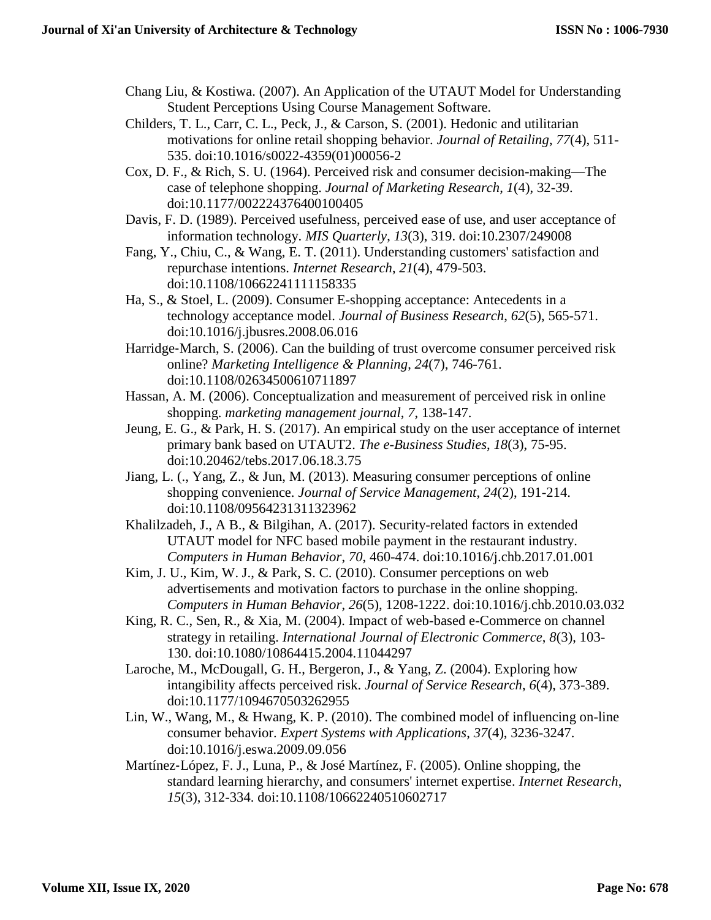Chang Liu, & Kostiwa. (2007). An Application of the UTAUT Model for Understanding Student Perceptions Using Course Management Software.

Childers, T. L., Carr, C. L., Peck, J., & Carson, S. (2001). Hedonic and utilitarian motivations for online retail shopping behavior. *Journal of Retailing*, *77*(4), 511-535. doi:10.1016/s0022-4359(01)00056-2

Cox, D. F., & Rich, S. U. (1964). Perceived risk and consumer decision-making—The case of telephone shopping. *Journal of Marketing Research*, *1*(4), 32-39. doi:10.1177/002224376400100405

Davis, F. D. (1989). Perceived usefulness, perceived ease of use, and user acceptance of information technology. *MIS Quarterly*, *13*(3), 319. doi:10.2307/249008

Fang, Y., Chiu, C., & Wang, E. T. (2011). Understanding customers' satisfaction and repurchase intentions. *Internet Research*, *21*(4), 479-503. doi:10.1108/10662241111158335

Ha, S., & Stoel, L. (2009). Consumer E-shopping acceptance: Antecedents in a technology acceptance model. *Journal of Business Research*, *62*(5), 565-571. doi:10.1016/j.jbusres.2008.06.016

Harridge-March, S. (2006). Can the building of trust overcome consumer perceived risk online? *Marketing Intelligence & Planning*, *24*(7), 746-761. doi:10.1108/02634500610711897

Hassan, A. M. (2006). Conceptualization and measurement of perceived risk in online shopping. *marketing management journal*, *7*, 138-147.

Jeung, E. G., & Park, H. S. (2017). An empirical study on the user acceptance of internet primary bank based on UTAUT2. *The e-Business Studies*, *18*(3), 75-95. doi:10.20462/tebs.2017.06.18.3.75

Jiang, L. (., Yang, Z., & Jun, M. (2013). Measuring consumer perceptions of online shopping convenience. *Journal of Service Management*, *24*(2), 191-214. doi:10.1108/09564231311323962

Khalilzadeh, J., A B., & Bilgihan, A. (2017). Security-related factors in extended UTAUT model for NFC based mobile payment in the restaurant industry. *Computers in Human Behavior*, *70*, 460-474. doi:10.1016/j.chb.2017.01.001

Kim, J. U., Kim, W. J., & Park, S. C. (2010). Consumer perceptions on web advertisements and motivation factors to purchase in the online shopping. *Computers in Human Behavior*, *26*(5), 1208-1222. doi:10.1016/j.chb.2010.03.032

King, R. C., Sen, R., & Xia, M. (2004). Impact of web-based e-Commerce on channel strategy in retailing. *International Journal of Electronic Commerce*, *8*(3), 103-130. doi:10.1080/10864415.2004.11044297

Laroche, M., McDougall, G. H., Bergeron, J., & Yang, Z. (2004). Exploring how intangibility affects perceived risk. *Journal of Service Research*, *6*(4), 373-389. doi:10.1177/1094670503262955

Lin, W., Wang, M., & Hwang, K. P. (2010). The combined model of influencing on-line consumer behavior. *Expert Systems with Applications*, *37*(4), 3236-3247. doi:10.1016/j.eswa.2009.09.056

Martínez-López, F. J., Luna, P., & José Martínez, F. (2005). Online shopping, the standard learning hierarchy, and consumers' internet expertise. *Internet Research*, *15*(3), 312-334. doi:10.1108/10662240510602717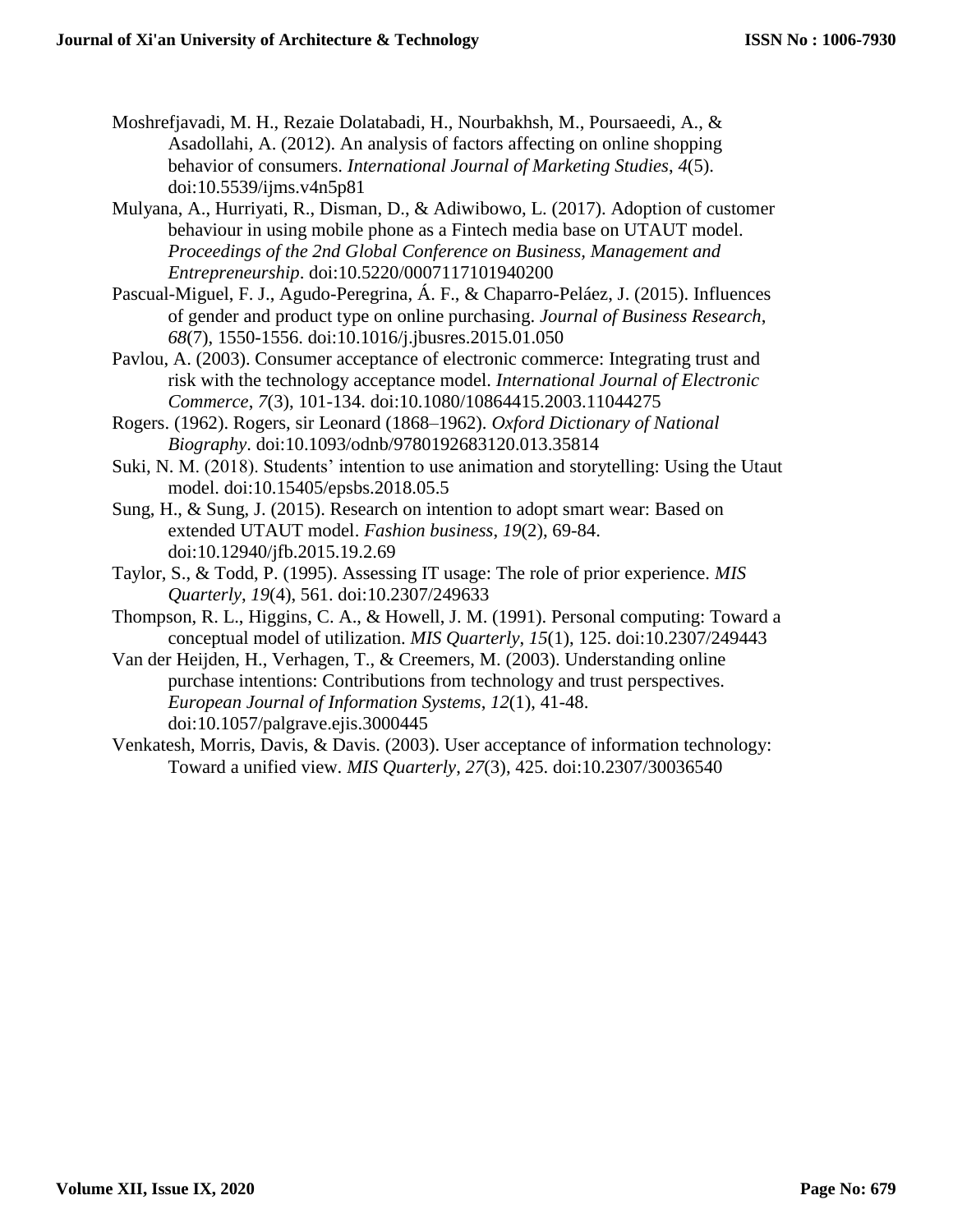Moshrefjavadi, M. H., Rezaie Dolatabadi, H., Nourbakhsh, M., Poursaeedi, A., & Asadollahi, A. (2012). An analysis of factors affecting on online shopping behavior of consumers. *International Journal of Marketing Studies*, *4*(5). doi:10.5539/ijms.v4n5p81

Mulyana, A., Hurriyati, R., Disman, D., & Adiwibowo, L. (2017). Adoption of customer behaviour in using mobile phone as a Fintech media base on UTAUT model. *Proceedings of the 2nd Global Conference on Business, Management and Entrepreneurship*. doi:10.5220/0007117101940200

Pascual-Miguel, F. J., Agudo-Peregrina, Á. F., & Chaparro-Peláez, J. (2015). Influences of gender and product type on online purchasing. *Journal of Business Research*, *68*(7), 1550-1556. doi:10.1016/j.jbusres.2015.01.050

Pavlou, A. (2003). Consumer acceptance of electronic commerce: Integrating trust and risk with the technology acceptance model. *International Journal of Electronic Commerce*, *7*(3), 101-134. doi:10.1080/10864415.2003.11044275

Rogers. (1962). Rogers, sir Leonard (1868–1962). *Oxford Dictionary of National Biography*. doi:10.1093/odnb/9780192683120.013.35814

Suki, N. M. (2018). Students' intention to use animation and storytelling: Using the Utaut model. doi:10.15405/epsbs.2018.05.5

Sung, H., & Sung, J. (2015). Research on intention to adopt smart wear: Based on extended UTAUT model. *Fashion business*, *19*(2), 69-84. doi:10.12940/jfb.2015.19.2.69

Taylor, S., & Todd, P. (1995). Assessing IT usage: The role of prior experience. *MIS Quarterly*, *19*(4), 561. doi:10.2307/249633

Thompson, R. L., Higgins, C. A., & Howell, J. M. (1991). Personal computing: Toward a conceptual model of utilization. *MIS Quarterly*, *15*(1), 125. doi:10.2307/249443

Van der Heijden, H., Verhagen, T., & Creemers, M. (2003). Understanding online purchase intentions: Contributions from technology and trust perspectives. *European Journal of Information Systems*, *12*(1), 41-48. doi:10.1057/palgrave.ejis.3000445

Venkatesh, Morris, Davis, & Davis. (2003). User acceptance of information technology: Toward a unified view. *MIS Quarterly*, *27*(3), 425. doi:10.2307/30036540